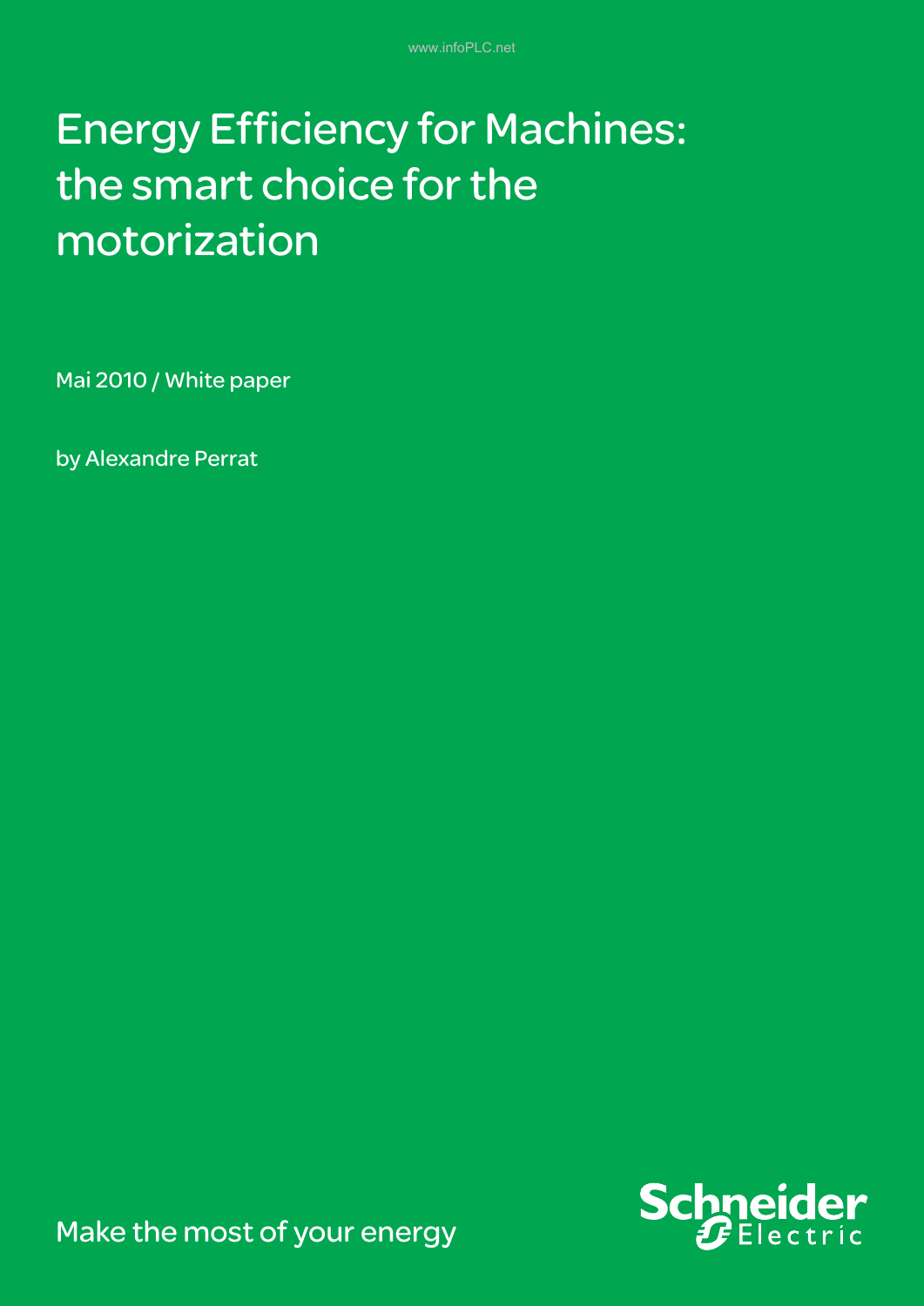# Energy Efficiency for Machines: the smart choice for the motorization

Mai 2010 / White paper

by Alexandre Perrat

Make the most of your energy

Schneider Electric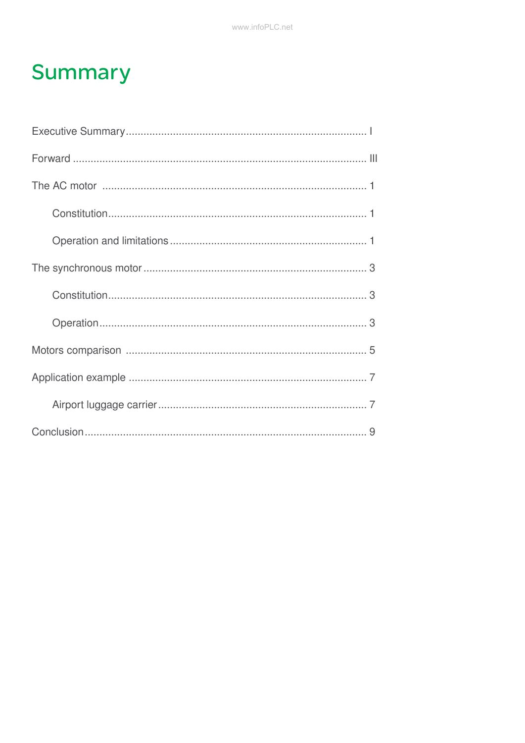# Summary

Executive Summary ................................................................................ I

Forward ................................................................................................ III

The AC motor ....................................................................................... 1

- Constitution ...................................................................................... 1
- Operation and limitations .................................................................. 1

The synchronous motor ........................................................................ 3

- Constitution ...................................................................................... 3
- Operation .......................................................................................... 3

Motors comparison ............................................................................... 5

Application example ............................................................................. 7

- Airport luggage carrier ...................................................................... 7

Conclusion ............................................................................................ 9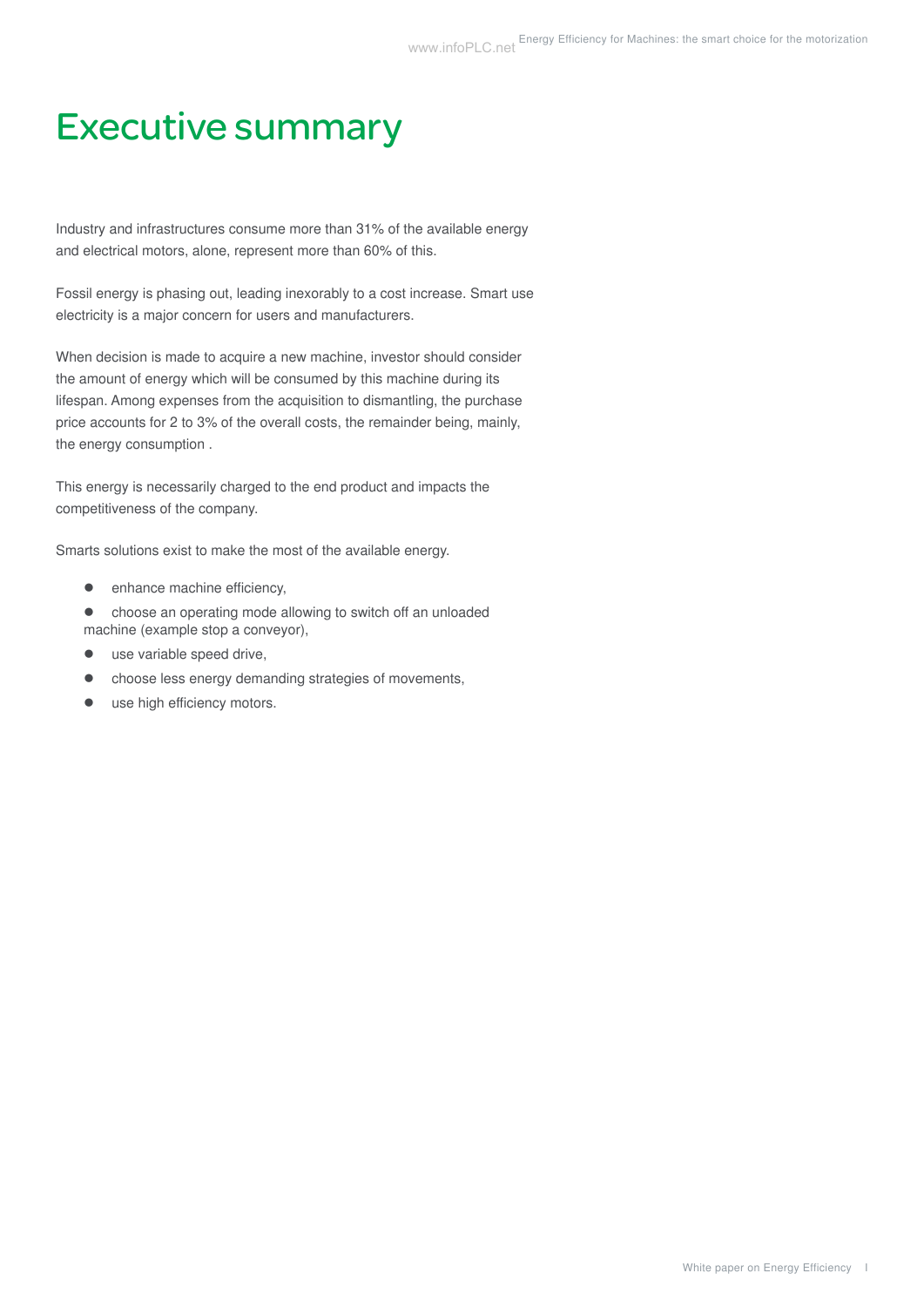# Executive summary

Industry and infrastructures consume more than 31% of the available energy and electrical motors, alone, represent more than 60% of this.

Fossil energy is phasing out, leading inexorably to a cost increase. Smart use electricity is a major concern for users and manufacturers.

When decision is made to acquire a new machine, investor should consider the amount of energy which will be consumed by this machine during its lifespan. Among expenses from the acquisition to dismantling, the purchase price accounts for 2 to 3% of the overall costs, the remainder being, mainly, the energy consumption .

This energy is necessarily charged to the end product and impacts the competitiveness of the company.

Smarts solutions exist to make the most of the available energy.

- enhance machine efficiency,
- choose an operating mode allowing to switch off an unloaded machine (example stop a conveyor),
- use variable speed drive,
- choose less energy demanding strategies of movements,
- use high efficiency motors.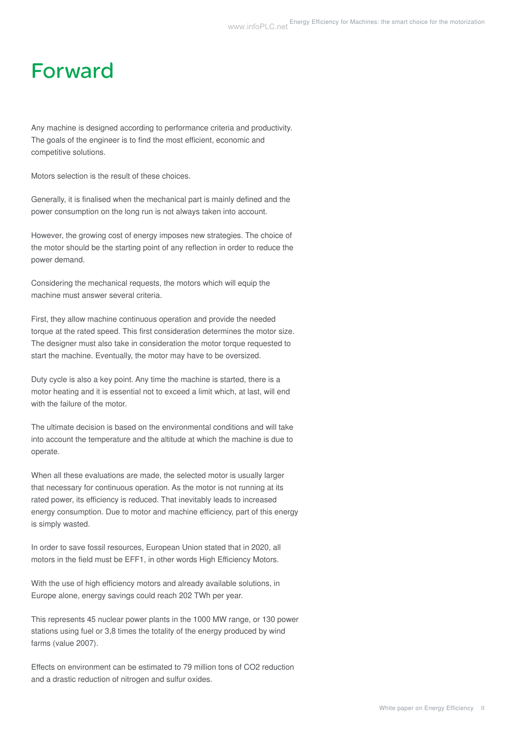# Forward

Any machine is designed according to performance criteria and productivity. The goals of the engineer is to find the most efficient, economic and competitive solutions.

Motors selection is the result of these choices.

Generally, it is finalised when the mechanical part is mainly defined and the power consumption on the long run is not always taken into account.

However, the growing cost of energy imposes new strategies. The choice of the motor should be the starting point of any reflection in order to reduce the power demand.

Considering the mechanical requests, the motors which will equip the machine must answer several criteria.

First, they allow machine continuous operation and provide the needed torque at the rated speed. This first consideration determines the motor size. The designer must also take in consideration the motor torque requested to start the machine. Eventually, the motor may have to be oversized.

Duty cycle is also a key point. Any time the machine is started, there is a motor heating and it is essential not to exceed a limit which, at last, will end with the failure of the motor.

The ultimate decision is based on the environmental conditions and will take into account the temperature and the altitude at which the machine is due to operate.

When all these evaluations are made, the selected motor is usually larger that necessary for continuous operation. As the motor is not running at its rated power, its efficiency is reduced. That inevitably leads to increased energy consumption. Due to motor and machine efficiency, part of this energy is simply wasted.

In order to save fossil resources, European Union stated that in 2020, all motors in the field must be EFF1, in other words High Efficiency Motors.

With the use of high efficiency motors and already available solutions, in Europe alone, energy savings could reach 202 TWh per year.

This represents 45 nuclear power plants in the 1000 MW range, or 130 power stations using fuel or 3,8 times the totality of the energy produced by wind farms (value 2007).

Effects on environment can be estimated to 79 million tons of $CO_2$ reduction and a drastic reduction of nitrogen and sulfur oxides.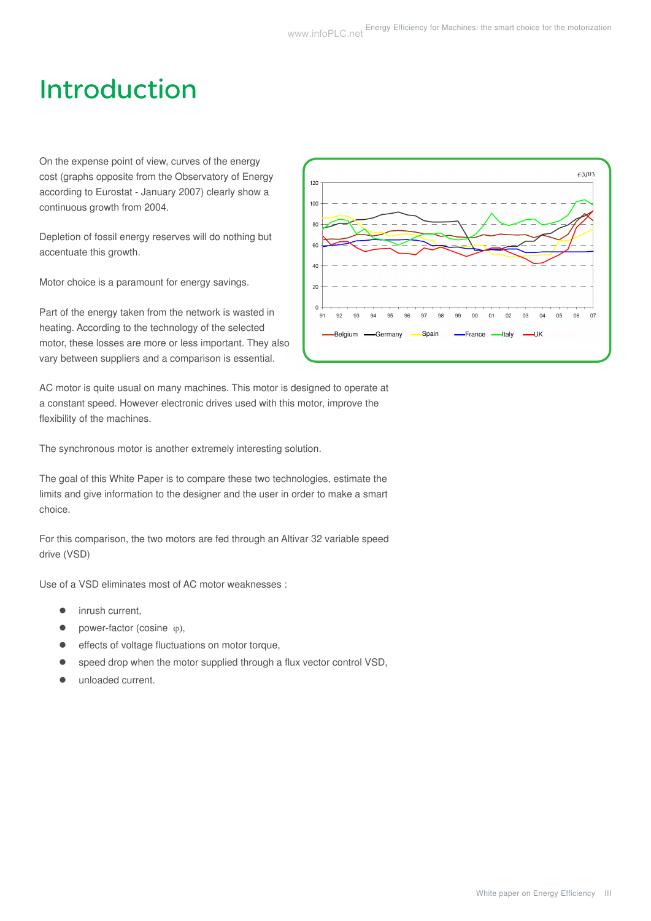# Introduction

On the expense point of view, curves of the energy cost (graphs opposite from the Observatory of Energy according to Eurostat - January 2007) clearly show a continuous growth from 2004.

Depletion of fossil energy reserves will do nothing but accentuate this growth.

Motor choice is a paramount for energy savings.

Part of the energy taken from the network is wasted in heating. According to the technology of the selected motor, these losses are more or less important. They also vary between suppliers and a comparison is essential.

AC motor is quite usual on many machines. This motor is designed to operate at a constant speed. However electronic drives used with this motor, improve the flexibility of the machines.

The synchronous motor is another extremely interesting solution.

The goal of this White Paper is to compare these two technologies, estimate the limits and give information to the designer and the user in order to make a smart choice.

For this comparison, the two motors are fed through an Altivar 32 variable speed drive (VSD)

Use of a VSD eliminates most of AC motor weaknesses :

- inrush current,
- power-factor (cosine φ),
- effects of voltage fluctuations on motor torque,
- speed drop when the motor supplied through a flux vector control VSD,
- unloaded current.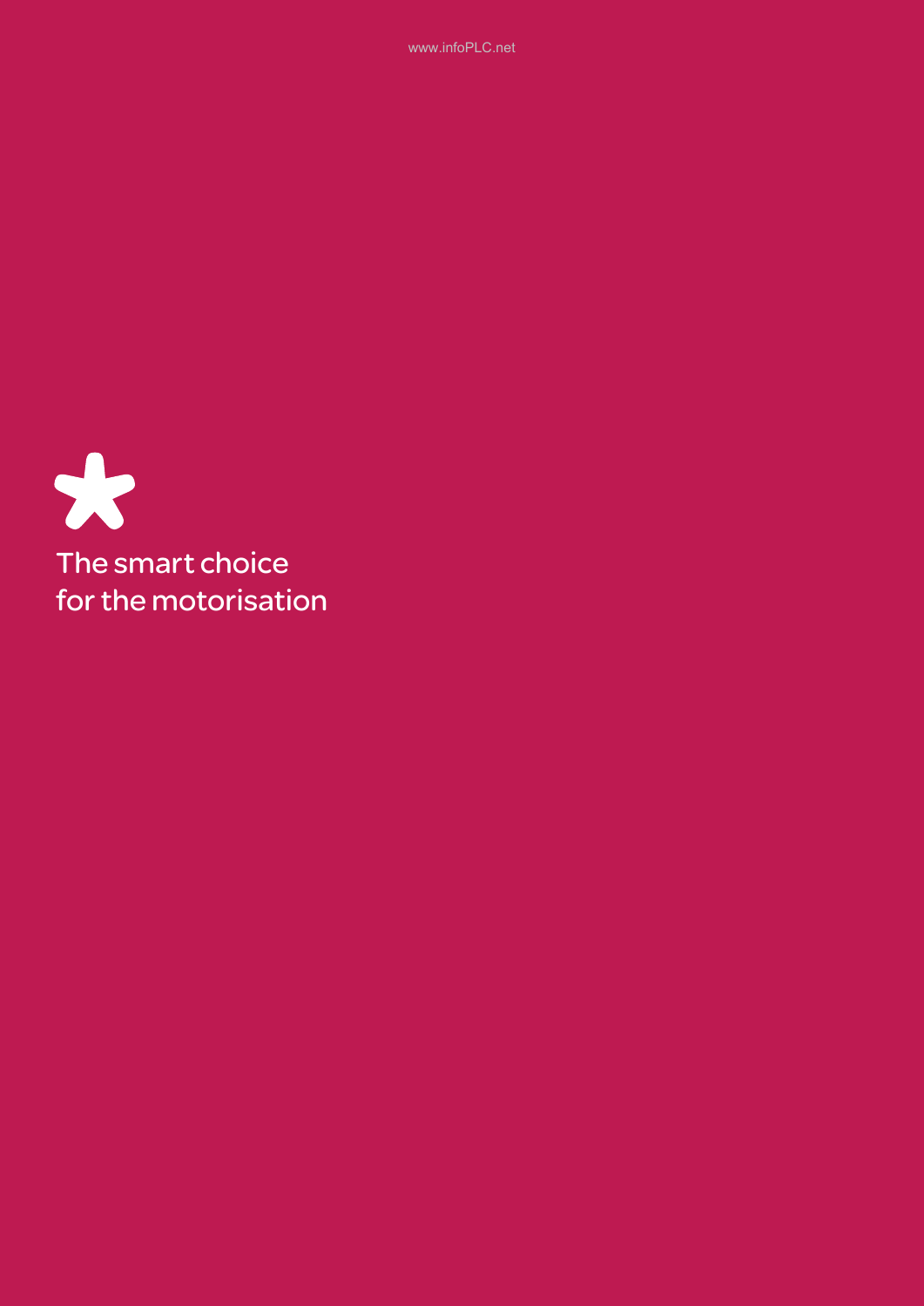The smart choice
for the motorisation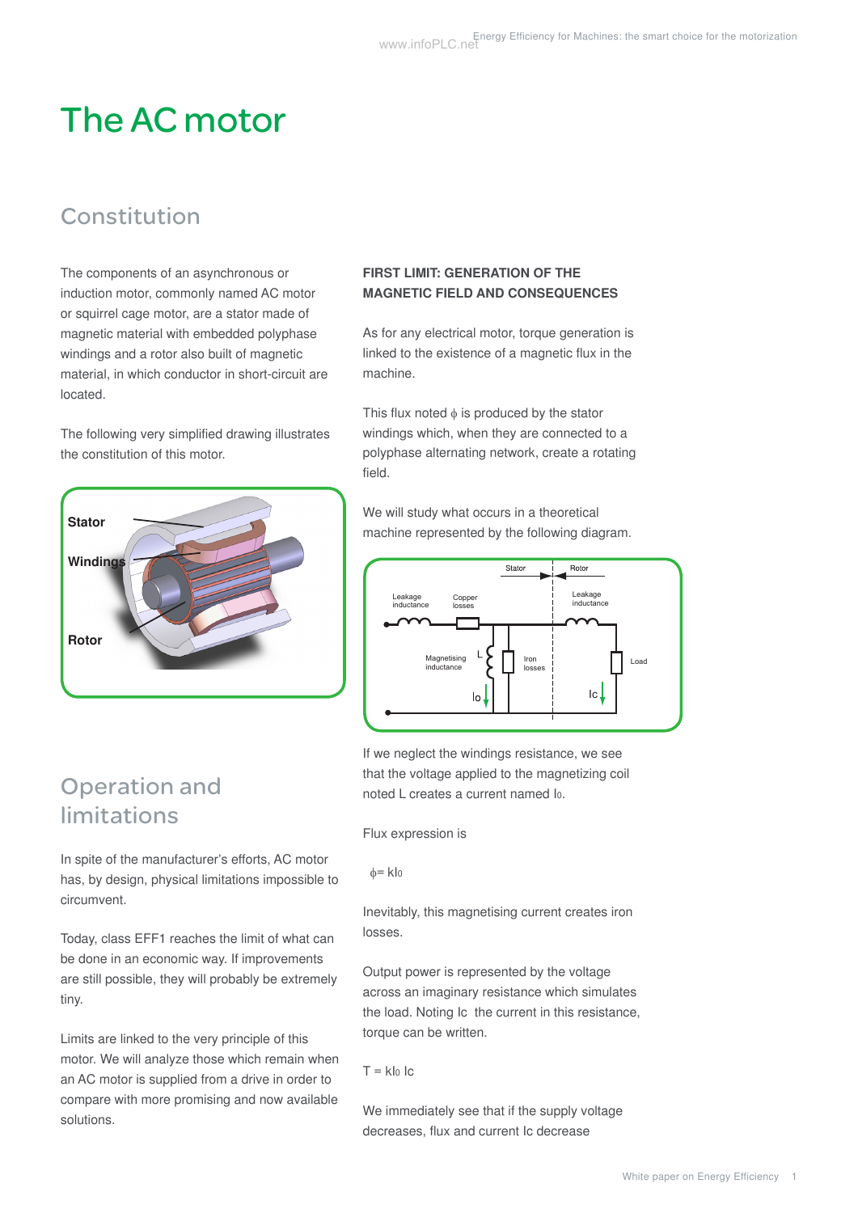# The AC motor

## Constitution

The components of an asynchronous or induction motor, commonly named AC motor or squirrel cage motor, are a stator made of magnetic material with embedded polyphase windings and a rotor also built of magnetic material, in which conductor in short-circuit are located.

The following very simplified drawing illustrates the constitution of this motor.

## Operation and limitations

In spite of the manufacturer's efforts, AC motor has, by design, physical limitations impossible to circumvent.

Today, class EFF1 reaches the limit of what can be done in an economic way. If improvements are still possible, they will probably be extremely tiny.

Limits are linked to the very principle of this motor. We will analyze those which remain when an AC motor is supplied from a drive in order to compare with more promising and now available solutions.

**FIRST LIMIT: GENERATION OF THE MAGNETIC FIELD AND CONSEQUENCES**

As for any electrical motor, torque generation is linked to the existence of a magnetic flux in the machine.

This flux noted $\phi$ is produced by the stator windings which, when they are connected to a polyphase alternating network, create a rotating field.

We will study what occurs in a theoretical machine represented by the following diagram.

If we neglect the windings resistance, we see that the voltage applied to the magnetizing coil noted L creates a current named $I_0$.

Flux expression is

$$\phi = kI_0$$

Inevitably, this magnetising current creates iron losses.

Output power is represented by the voltage across an imaginary resistance which simulates the load. Noting Ic the current in this resistance, torque can be written.

$$T = kI_0 \, Ic$$

We immediately see that if the supply voltage decreases, flux and current Ic decrease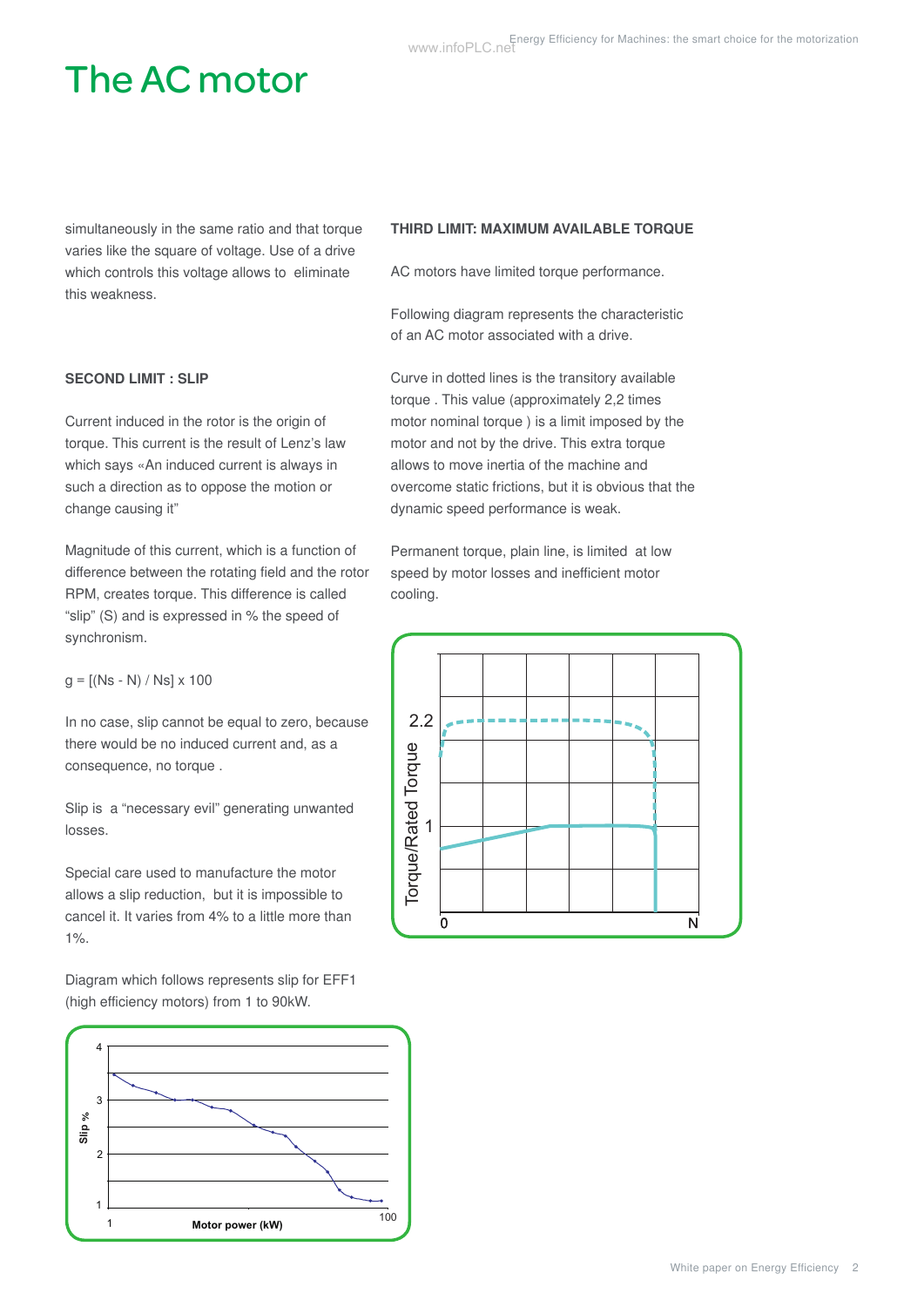# The AC motor

simultaneously in the same ratio and that torque varies like the square of voltage. Use of a drive which controls this voltage allows to eliminate this weakness.

**SECOND LIMIT : SLIP**

Current induced in the rotor is the origin of torque. This current is the result of Lenz's law which says «An induced current is always in such a direction as to oppose the motion or change causing it"

Magnitude of this current, which is a function of difference between the rotating field and the rotor RPM, creates torque. This difference is called "slip" (S) and is expressed in % the speed of synchronism.

$g = [(Ns - N) / Ns] \times 100$

In no case, slip cannot be equal to zero, because there would be no induced current and, as a consequence, no torque .

Slip is a "necessary evil" generating unwanted losses.

Special care used to manufacture the motor allows a slip reduction, but it is impossible to cancel it. It varies from 4% to a little more than 1%.

Diagram which follows represents slip for EFF1 (high efficiency motors) from 1 to 90kW.

**THIRD LIMIT: MAXIMUM AVAILABLE TORQUE**

AC motors have limited torque performance.

Following diagram represents the characteristic of an AC motor associated with a drive.

Curve in dotted lines is the transitory available torque . This value (approximately 2,2 times motor nominal torque ) is a limit imposed by the motor and not by the drive. This extra torque allows to move inertia of the machine and overcome static frictions, but it is obvious that the dynamic speed performance is weak.

Permanent torque, plain line, is limited at low speed by motor losses and inefficient motor cooling.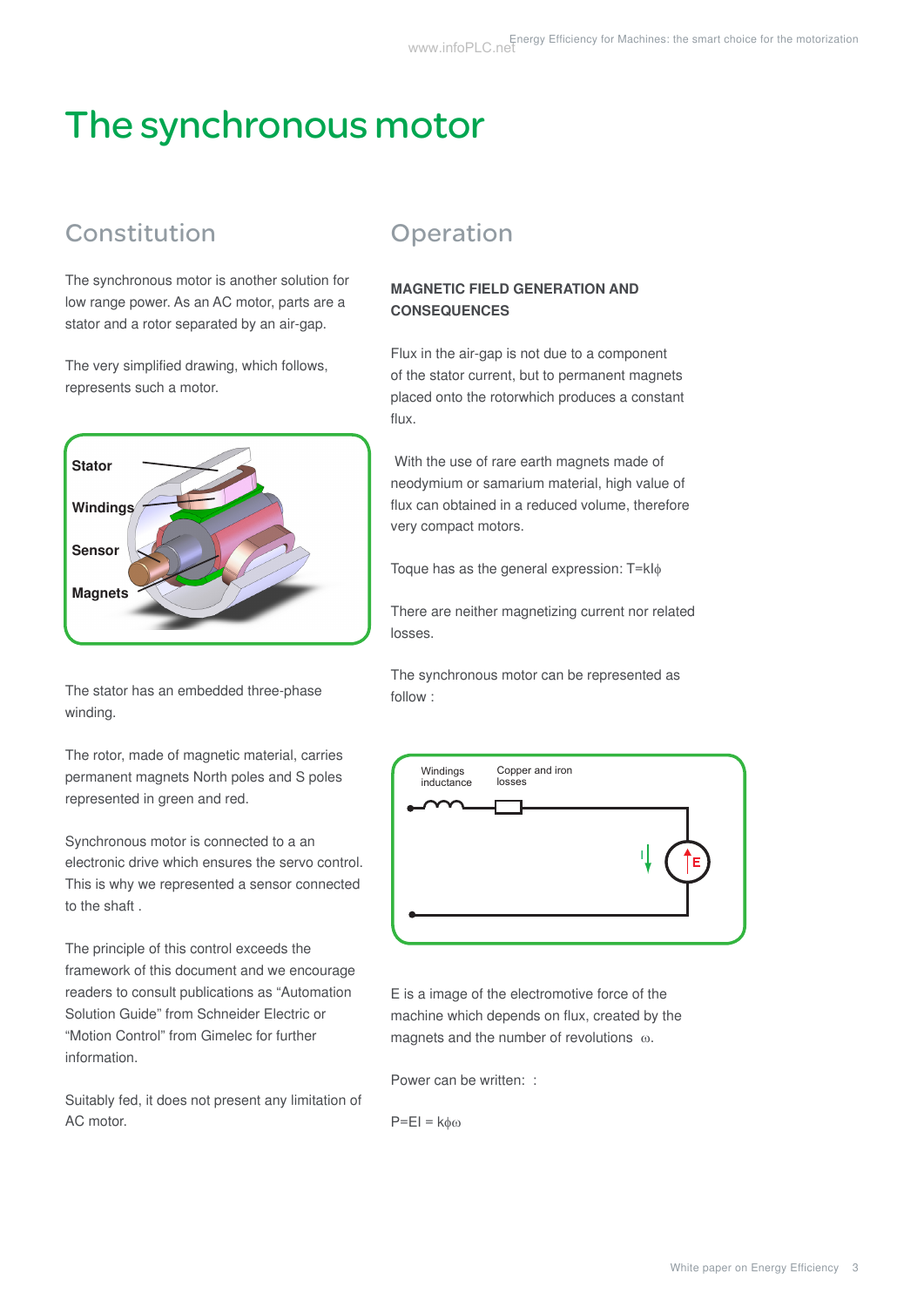# The synchronous motor

## Constitution

The synchronous motor is another solution for low range power. As an AC motor, parts are a stator and a rotor separated by an air-gap.

The very simplified drawing, which follows, represents such a motor.

Stator

Windings

Sensor

Magnets

The stator has an embedded three-phase winding.

The rotor, made of magnetic material, carries permanent magnets North poles and S poles represented in green and red.

Synchronous motor is connected to a an electronic drive which ensures the servo control. This is why we represented a sensor connected to the shaft .

The principle of this control exceeds the framework of this document and we encourage readers to consult publications as “Automation Solution Guide” from Schneider Electric or “Motion Control” from Gimelec for further information.

Suitably fed, it does not present any limitation of AC motor.

## Operation

**MAGNETIC FIELD GENERATION AND CONSEQUENCES**

Flux in the air-gap is not due to a component of the stator current, but to permanent magnets placed onto the rotorwhich produces a constant flux.

With the use of rare earth magnets made of neodymium or samarium material, high value of flux can obtained in a reduced volume, therefore very compact motors.

Toque has as the general expression: $T=kI\phi$

There are neither magnetizing current nor related losses.

The synchronous motor can be represented as follow :

Windings inductance

Copper and iron losses

I

E

E is a image of the electromotive force of the machine which depends on flux, created by the magnets and the number of revolutions $\omega$.

Power can be written: :

$P=EI = k\phi\omega$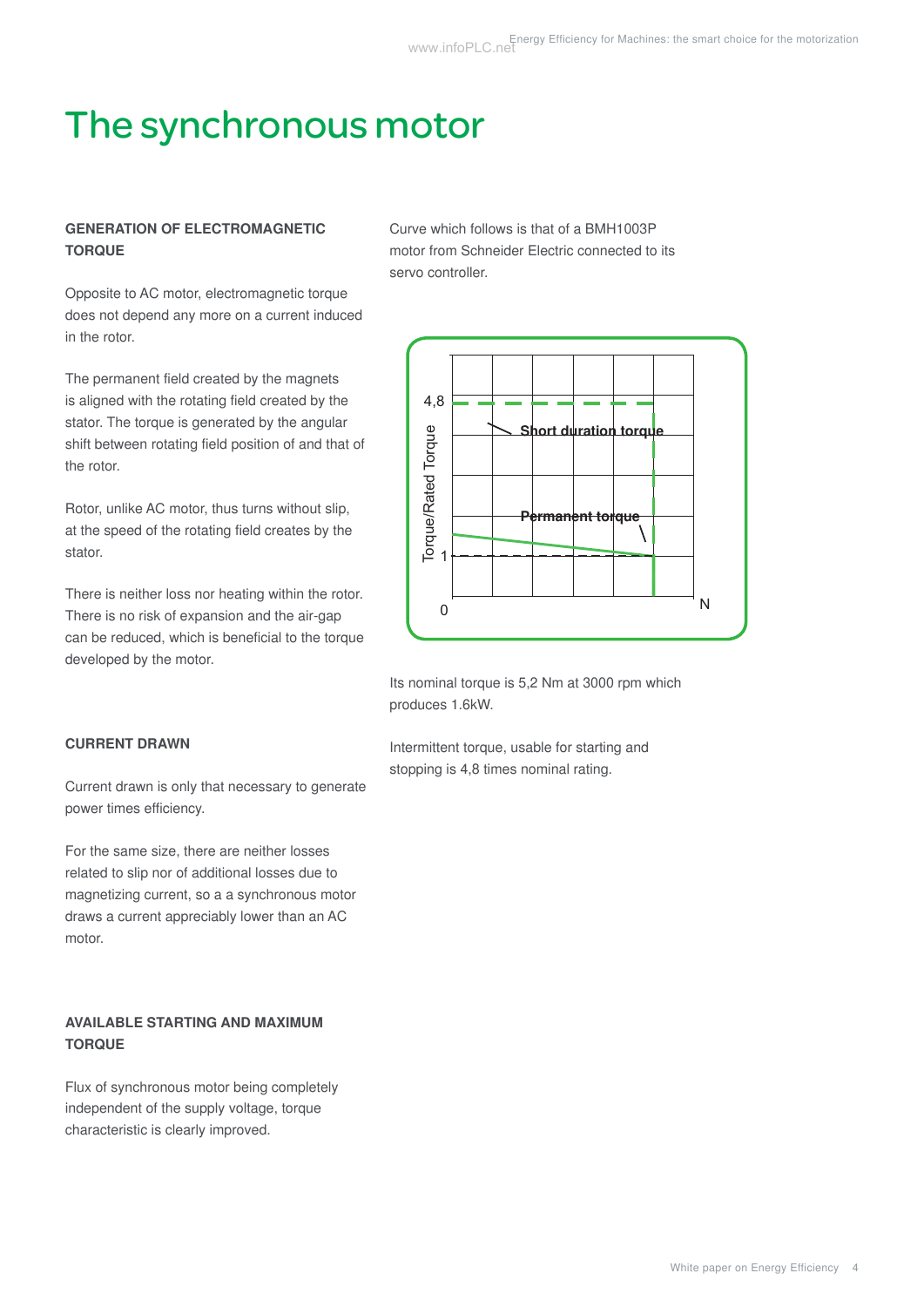# The synchronous motor

### GENERATION OF ELECTROMAGNETIC TORQUE

Opposite to AC motor, electromagnetic torque does not depend any more on a current induced in the rotor.

The permanent field created by the magnets is aligned with the rotating field created by the stator. The torque is generated by the angular shift between rotating field position of and that of the rotor.

Rotor, unlike AC motor, thus turns without slip, at the speed of the rotating field creates by the stator.

There is neither loss nor heating within the rotor. There is no risk of expansion and the air-gap can be reduced, which is beneficial to the torque developed by the motor.

### CURRENT DRAWN

Current drawn is only that necessary to generate power times efficiency.

For the same size, there are neither losses related to slip nor of additional losses due to magnetizing current, so a a synchronous motor draws a current appreciably lower than an AC motor.

### AVAILABLE STARTING AND MAXIMUM TORQUE

Flux of synchronous motor being completely independent of the supply voltage, torque characteristic is clearly improved.

Curve which follows is that of a BMH1003P motor from Schneider Electric connected to its servo controller.

Its nominal torque is 5,2 Nm at 3000 rpm which produces 1.6kW.

Intermittent torque, usable for starting and stopping is 4,8 times nominal rating.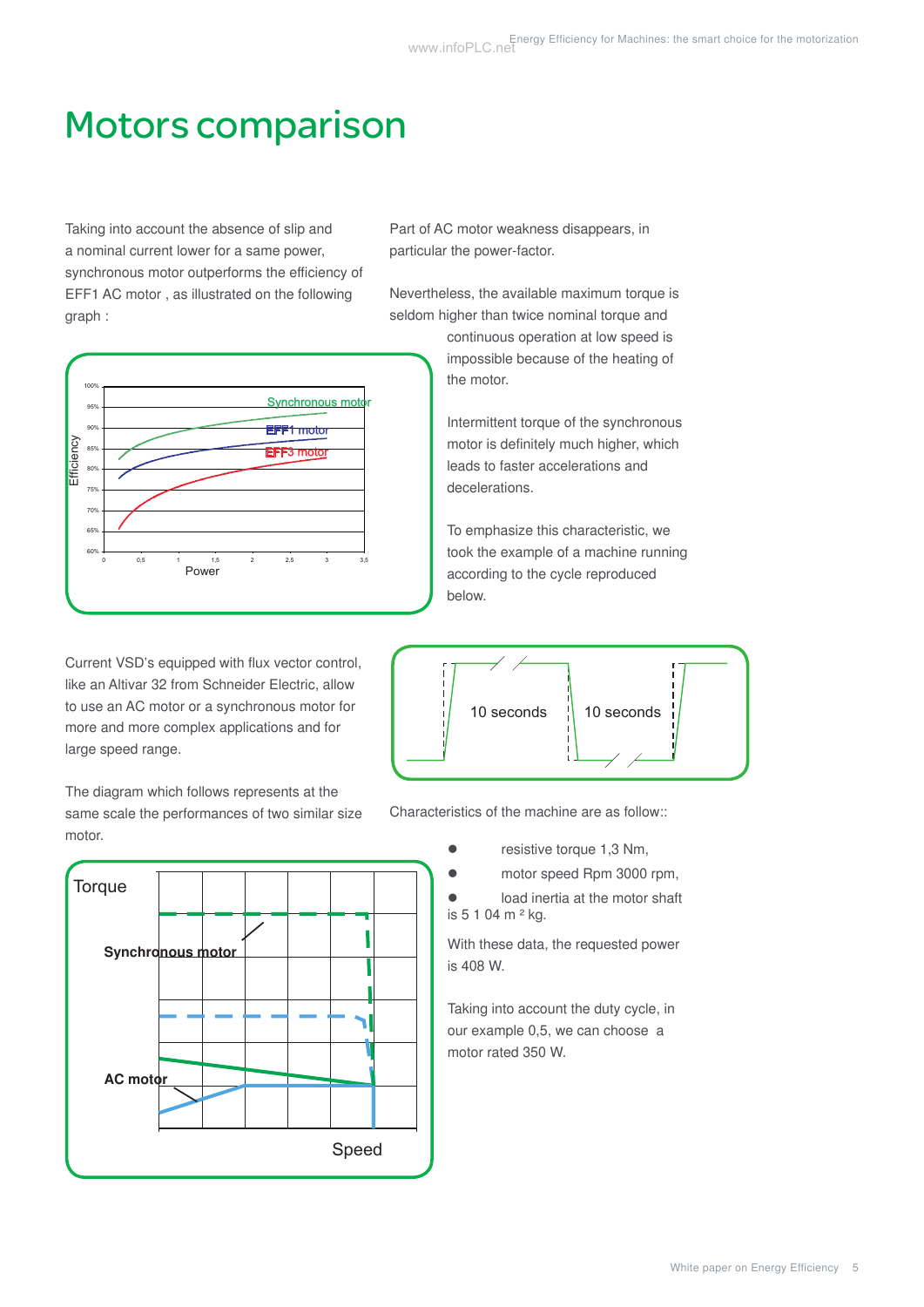# Motors comparison

Taking into account the absence of slip and a nominal current lower for a same power, synchronous motor outperforms the efficiency of EFF1 AC motor , as illustrated on the following graph :

Synchronous motor

EFF1 motor

EFF3 motor

Efficiency

Power

Part of AC motor weakness disappears, in particular the power-factor.

Nevertheless, the available maximum torque is seldom higher than twice nominal torque and continuous operation at low speed is impossible because of the heating of the motor.

Intermittent torque of the synchronous motor is definitely much higher, which leads to faster accelerations and decelerations.

To emphasize this characteristic, we took the example of a machine running according to the cycle reproduced below.

10 seconds　10 seconds

Current VSD's equipped with flux vector control, like an Altivar 32 from Schneider Electric, allow to use an AC motor or a synchronous motor for more and more complex applications and for large speed range.

The diagram which follows represents at the same scale the performances of two similar size motor.

Torque

Synchronous motor

AC motor

Speed

Characteristics of the machine are as follow::

- resistive torque 1,3 Nm,
- motor speed Rpm 3000 rpm,
- load inertia at the motor shaft is 5 1 04 m ² kg.

With these data, the requested power is 408 W.

Taking into account the duty cycle, in our example 0,5, we can choose a motor rated 350 W.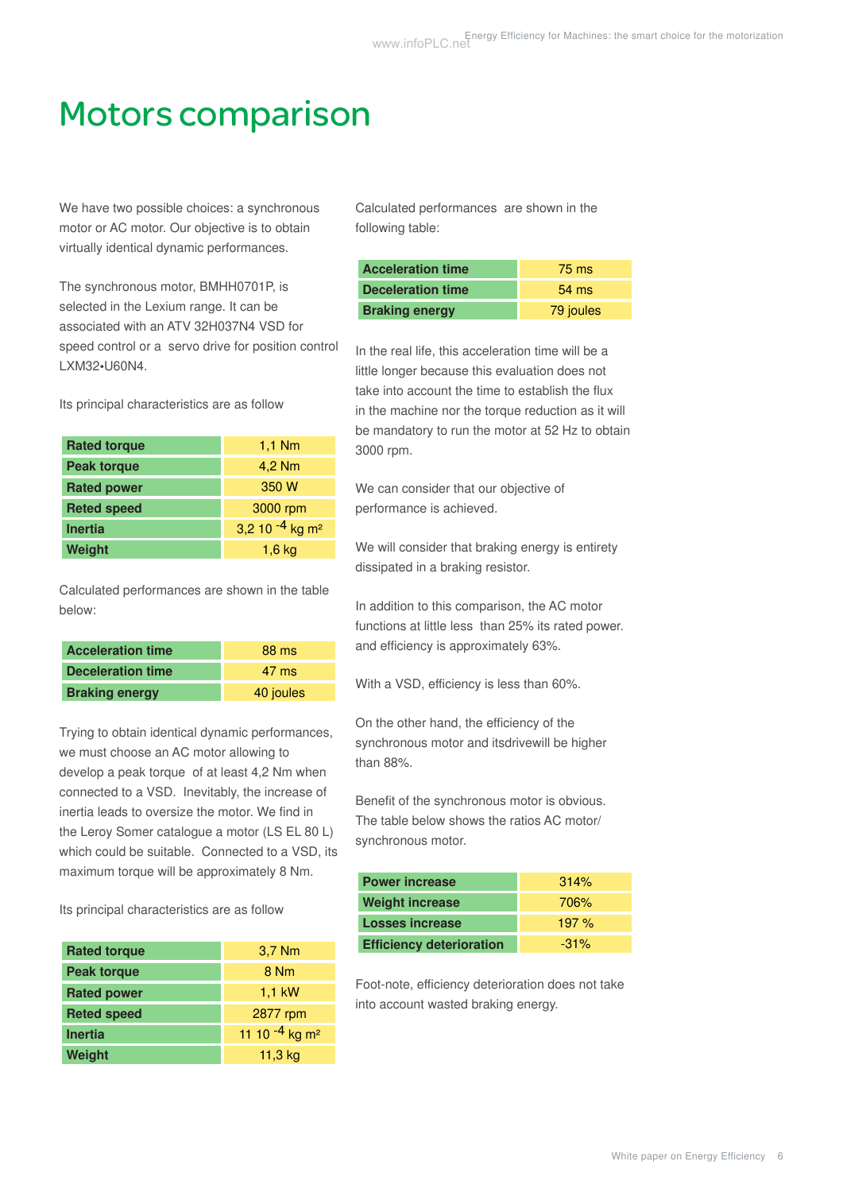# Motors comparison

We have two possible choices: a synchronous motor or AC motor. Our objective is to obtain virtually identical dynamic performances.

The synchronous motor, BMHH0701P, is selected in the Lexium range. It can be associated with an ATV 32H037N4 VSD for speed control or a servo drive for position control LXM32•U60N4.

Its principal characteristics are as follow

| Rated torque | 1,1 Nm |
|---|---|
| Peak torque | 4,2 Nm |
| Rated power | 350 W |
| Reted speed | 3000 rpm |
| Inertia | 3,2 10 $^{-4}$ kg m² |
| Weight | 1,6 kg |

Calculated performances are shown in the table below:

| Acceleration time | 88 ms |
|---|---|
| Deceleration time | 47 ms |
| Braking energy | 40 joules |

Trying to obtain identical dynamic performances, we must choose an AC motor allowing to develop a peak torque of at least 4,2 Nm when connected to a VSD. Inevitably, the increase of inertia leads to oversize the motor. We find in the Leroy Somer catalogue a motor (LS EL 80 L) which could be suitable. Connected to a VSD, its maximum torque will be approximately 8 Nm.

Its principal characteristics are as follow

| Rated torque | 3,7 Nm |
|---|---|
| Peak torque | 8 Nm |
| Rated power | 1,1 kW |
| Reted speed | 2877 rpm |
| Inertia | 11 10 $^{-4}$ kg m² |
| Weight | 11,3 kg |

Calculated performances are shown in the following table:

| Acceleration time | 75 ms |
|---|---|
| Deceleration time | 54 ms |
| Braking energy | 79 joules |

In the real life, this acceleration time will be a little longer because this evaluation does not take into account the time to establish the flux in the machine nor the torque reduction as it will be mandatory to run the motor at 52 Hz to obtain 3000 rpm.

We can consider that our objective of performance is achieved.

We will consider that braking energy is entirety dissipated in a braking resistor.

In addition to this comparison, the AC motor functions at little less than 25% its rated power. and efficiency is approximately 63%.

With a VSD, efficiency is less than 60%.

On the other hand, the efficiency of the synchronous motor and itsdrivewill be higher than 88%.

Benefit of the synchronous motor is obvious. The table below shows the ratios AC motor/ synchronous motor.

| Power increase | 314% |
|---|---|
| Weight increase | 706% |
| Losses increase | 197 % |
| Efficiency deterioration | -31% |

Foot-note, efficiency deterioration does not take into account wasted braking energy.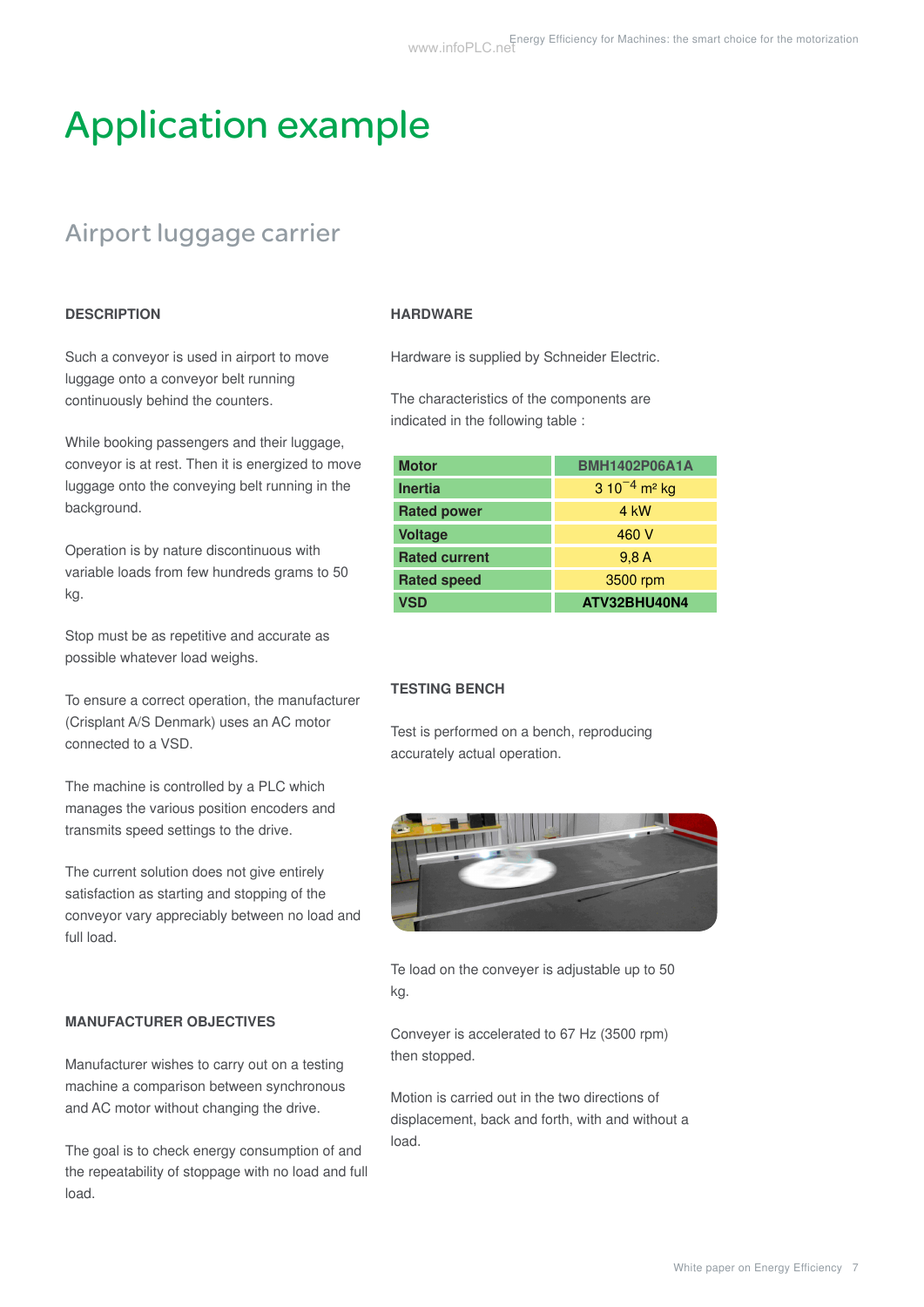# Application example

## Airport luggage carrier

### DESCRIPTION

Such a conveyor is used in airport to move luggage onto a conveyor belt running continuously behind the counters.

While booking passengers and their luggage, conveyor is at rest. Then it is energized to move luggage onto the conveying belt running in the background.

Operation is by nature discontinuous with variable loads from few hundreds grams to 50 kg.

Stop must be as repetitive and accurate as possible whatever load weighs.

To ensure a correct operation, the manufacturer (Crisplant A/S Denmark) uses an AC motor connected to a VSD.

The machine is controlled by a PLC which manages the various position encoders and transmits speed settings to the drive.

The current solution does not give entirely satisfaction as starting and stopping of the conveyor vary appreciably between no load and full load.

### MANUFACTURER OBJECTIVES

Manufacturer wishes to carry out on a testing machine a comparison between synchronous and AC motor without changing the drive.

The goal is to check energy consumption of and the repeatability of stoppage with no load and full load.

### HARDWARE

Hardware is supplied by Schneider Electric.

The characteristics of the components are indicated in the following table :

| **Motor** | **BMH1402P06A1A** |
|---|---|
| **Inertia** | $3\ 10^{-4}$ m² kg |
| **Rated power** | 4 kW |
| **Voltage** | 460 V |
| **Rated current** | 9,8 A |
| **Rated speed** | 3500 rpm |
| **VSD** | **ATV32BHU40N4** |

### TESTING BENCH

Test is performed on a bench, reproducing accurately actual operation.

Te load on the conveyer is adjustable up to 50 kg.

Conveyer is accelerated to 67 Hz (3500 rpm) then stopped.

Motion is carried out in the two directions of displacement, back and forth, with and without a load.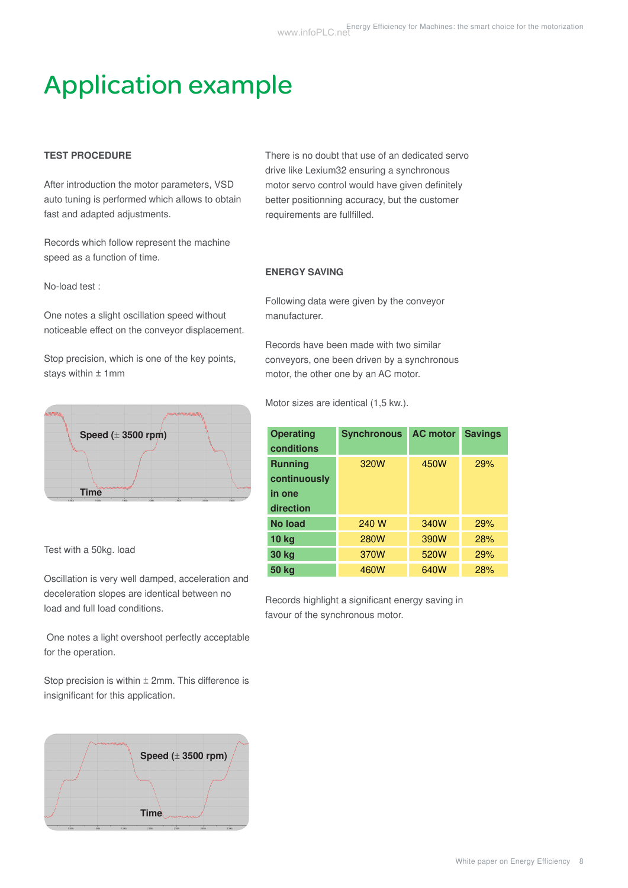# Application example

**TEST PROCEDURE**

After introduction the motor parameters, VSD auto tuning is performed which allows to obtain fast and adapted adjustments.

Records which follow represent the machine speed as a function of time.

No-load test :

One notes a slight oscillation speed without noticeable effect on the conveyor displacement.

Stop precision, which is one of the key points, stays within ± 1mm

Speed (± 3500 rpm)

Time

Test with a 50kg. load

Oscillation is very well damped, acceleration and deceleration slopes are identical between no load and full load conditions.

One notes a light overshoot perfectly acceptable for the operation.

Stop precision is within ± 2mm. This difference is insignificant for this application.

Speed (± 3500 rpm)

Time

There is no doubt that use of an dedicated servo drive like Lexium32 ensuring a synchronous motor servo control would have given definitely better positionning accuracy, but the customer requirements are fullfilled.

**ENERGY SAVING**

Following data were given by the conveyor manufacturer.

Records have been made with two similar conveyors, one been driven by a synchronous motor, the other one by an AC motor.

Motor sizes are identical (1,5 kw.).

| Operating conditions | Synchronous | AC motor | Savings |
| --- | --- | --- | --- |
| **Running continuously in one direction** | 320W | 450W | 29% |
| **No load** | 240 W | 340W | 29% |
| **10 kg** | 280W | 390W | 28% |
| **30 kg** | 370W | 520W | 29% |
| **50 kg** | 460W | 640W | 28% |

Records highlight a significant energy saving in favour of the synchronous motor.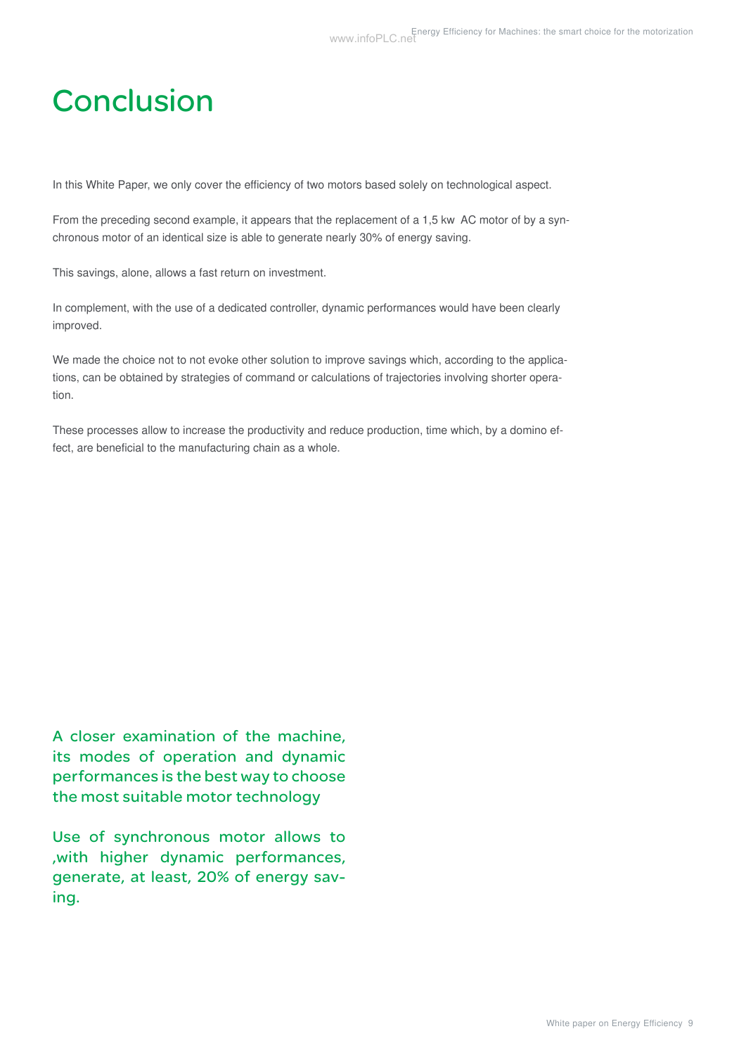# Conclusion

In this White Paper, we only cover the efficiency of two motors based solely on technological aspect.

From the preceding second example, it appears that the replacement of a 1,5 kw AC motor of by a synchronous motor of an identical size is able to generate nearly 30% of energy saving.

This savings, alone, allows a fast return on investment.

In complement, with the use of a dedicated controller, dynamic performances would have been clearly improved.

We made the choice not to not evoke other solution to improve savings which, according to the applications, can be obtained by strategies of command or calculations of trajectories involving shorter operation.

These processes allow to increase the productivity and reduce production, time which, by a domino effect, are beneficial to the manufacturing chain as a whole.

A closer examination of the machine, its modes of operation and dynamic performances is the best way to choose the most suitable motor technology

Use of synchronous motor allows to ,with higher dynamic performances, generate, at least, 20% of energy saving.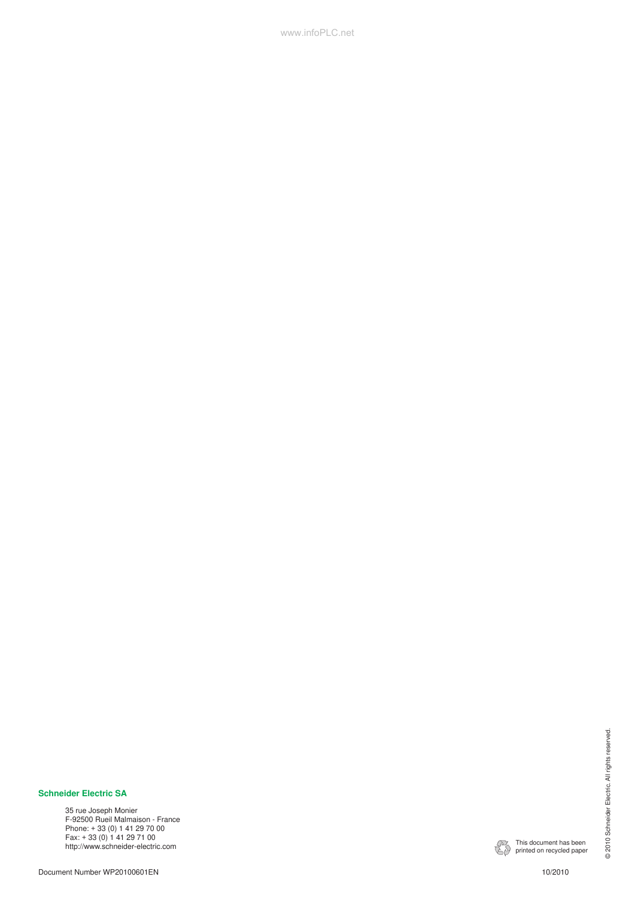**Schneider Electric SA**

35 rue Joseph Monier
F-92500 Rueil Malmaison - France
Phone: + 33 (0) 1 41 29 70 00
Fax: + 33 (0) 1 41 29 71 00
http://www.schneider-electric.com

This document has been printed on recycled paper

© 2010 Schneider Electric. All rights reserved.

Document Number WP20100601EN

10/2010